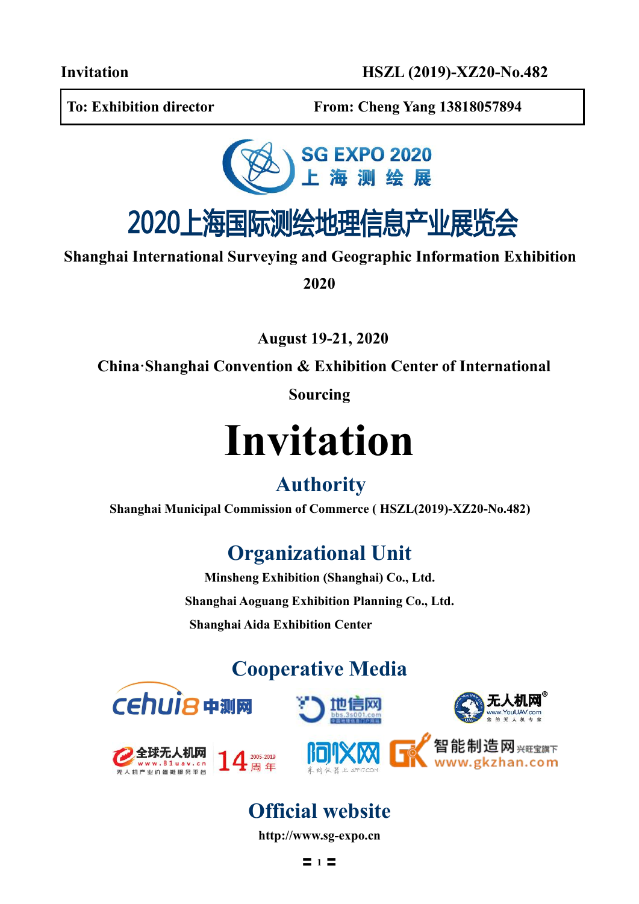**Invitation** HSZL (2019)-XZ20-No.482

| To: Exhibition director | From: Cheng Yang 13818057894 |
| --- | --- |

SG EXPO 2020
上 海 测 绘 展

# 2020上海国际测绘地理信息产业展览会

**Shanghai International Surveying and Geographic Information Exhibition 2020**

**August 19-21, 2020**

**China·Shanghai Convention & Exhibition Center of International Sourcing**

# Invitation

## Authority

**Shanghai Municipal Commission of Commerce ( HSZL(2019)-XZ20-No.482)**

## Organizational Unit

**Minsheng Exhibition (Shanghai) Co., Ltd.**

**Shanghai Aoguang Exhibition Planning Co., Ltd.**

**Shanghai Aida Exhibition Center**

## Cooperative Media

cehui8 中测网

地信网 bbs.3s001.com

无人机网 www.YouUAV.com

全球无人机网 www.81uav.cn 14周年 2005-2019

阿仪网

智能制造网 www.gkzhan.com

## Official website

**http://www.sg-expo.cn**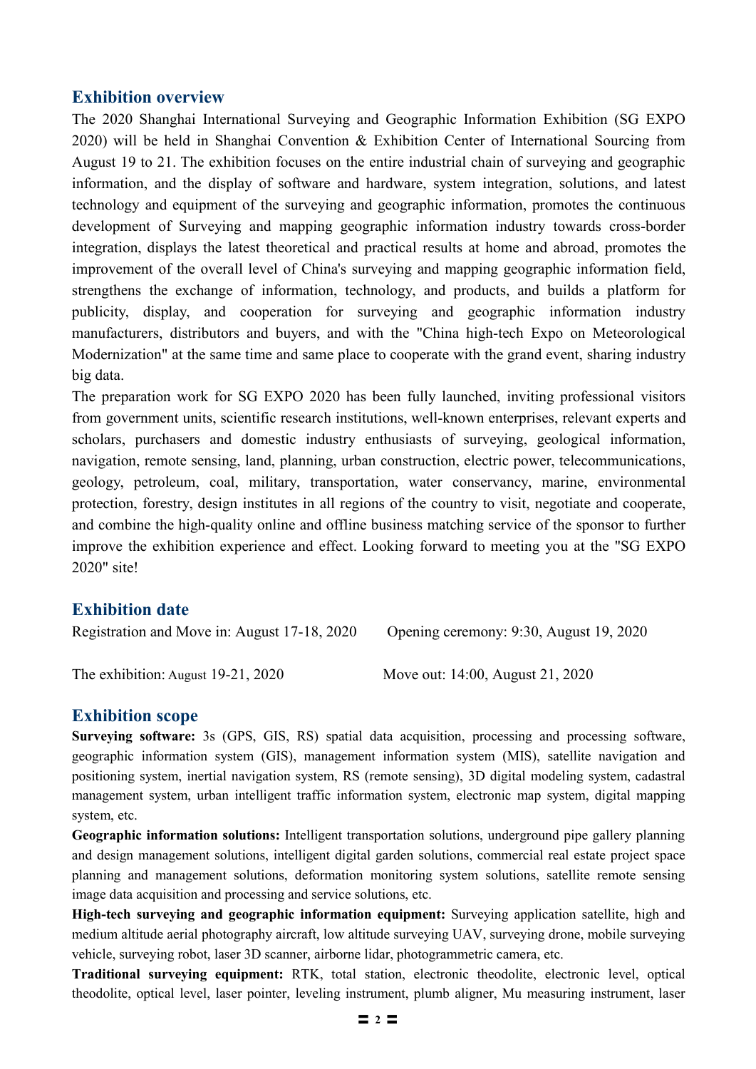## Exhibition overview

The 2020 Shanghai International Surveying and Geographic Information Exhibition (SG EXPO 2020) will be held in Shanghai Convention & Exhibition Center of International Sourcing from August 19 to 21. The exhibition focuses on the entire industrial chain of surveying and geographic information, and the display of software and hardware, system integration, solutions, and latest technology and equipment of the surveying and geographic information, promotes the continuous development of Surveying and mapping geographic information industry towards cross-border integration, displays the latest theoretical and practical results at home and abroad, promotes the improvement of the overall level of China's surveying and mapping geographic information field, strengthens the exchange of information, technology, and products, and builds a platform for publicity, display, and cooperation for surveying and geographic information industry manufacturers, distributors and buyers, and with the "China high-tech Expo on Meteorological Modernization" at the same time and same place to cooperate with the grand event, sharing industry big data.

The preparation work for SG EXPO 2020 has been fully launched, inviting professional visitors from government units, scientific research institutions, well-known enterprises, relevant experts and scholars, purchasers and domestic industry enthusiasts of surveying, geological information, navigation, remote sensing, land, planning, urban construction, electric power, telecommunications, geology, petroleum, coal, military, transportation, water conservancy, marine, environmental protection, forestry, design institutes in all regions of the country to visit, negotiate and cooperate, and combine the high-quality online and offline business matching service of the sponsor to further improve the exhibition experience and effect. Looking forward to meeting you at the "SG EXPO 2020" site!

## Exhibition date

Registration and Move in: August 17-18, 2020

Opening ceremony: 9:30, August 19, 2020

The exhibition: August 19-21, 2020

Move out: 14:00, August 21, 2020

## Exhibition scope

**Surveying software:** 3s (GPS, GIS, RS) spatial data acquisition, processing and processing software, geographic information system (GIS), management information system (MIS), satellite navigation and positioning system, inertial navigation system, RS (remote sensing), 3D digital modeling system, cadastral management system, urban intelligent traffic information system, electronic map system, digital mapping system, etc.

**Geographic information solutions:** Intelligent transportation solutions, underground pipe gallery planning and design management solutions, intelligent digital garden solutions, commercial real estate project space planning and management solutions, deformation monitoring system solutions, satellite remote sensing image data acquisition and processing and service solutions, etc.

**High-tech surveying and geographic information equipment:** Surveying application satellite, high and medium altitude aerial photography aircraft, low altitude surveying UAV, surveying drone, mobile surveying vehicle, surveying robot, laser 3D scanner, airborne lidar, photogrammetric camera, etc.

**Traditional surveying equipment:** RTK, total station, electronic theodolite, electronic level, optical theodolite, optical level, laser pointer, leveling instrument, plumb aligner, Mu measuring instrument, laser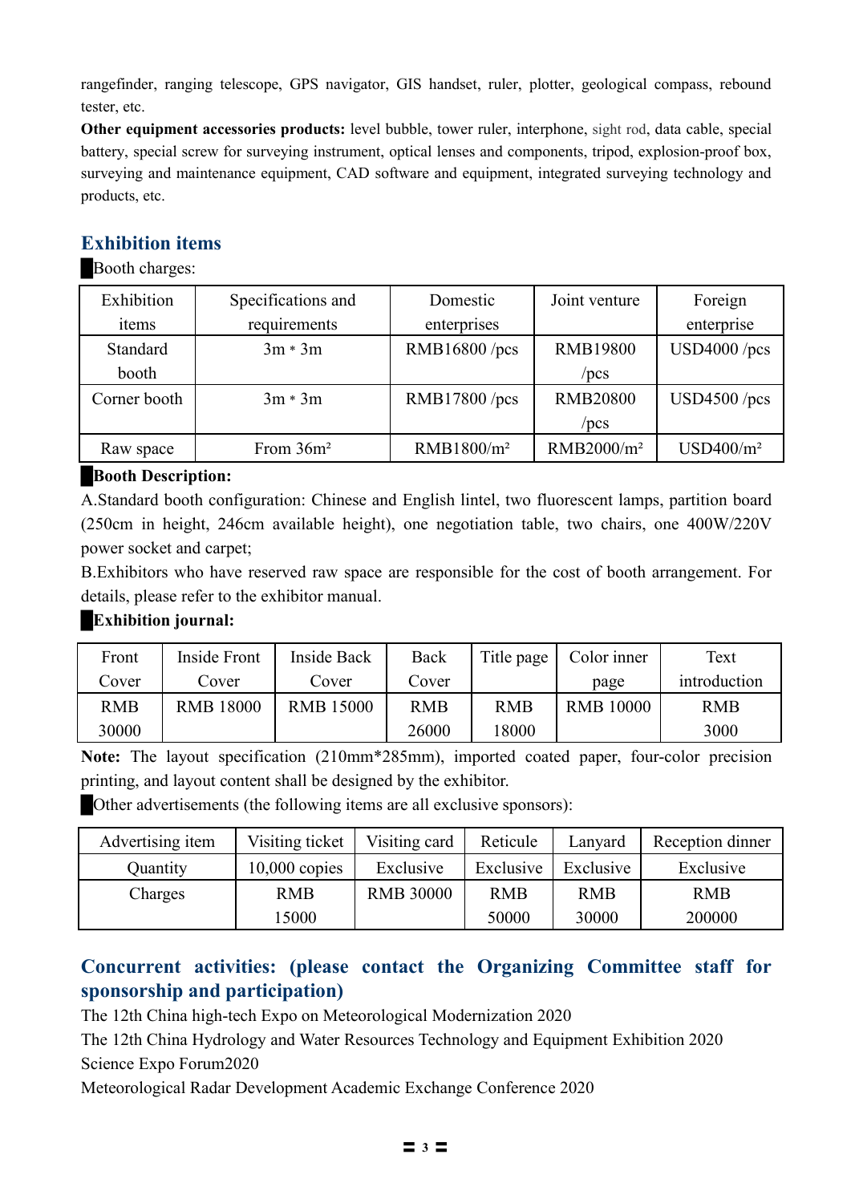rangefinder, ranging telescope, GPS navigator, GIS handset, ruler, plotter, geological compass, rebound tester, etc.

**Other equipment accessories products:** level bubble, tower ruler, interphone, sight rod, data cable, special battery, special screw for surveying instrument, optical lenses and components, tripod, explosion-proof box, surveying and maintenance equipment, CAD software and equipment, integrated surveying technology and products, etc.

## Exhibition items

█Booth charges:

| Exhibition items | Specifications and requirements | Domestic enterprises | Joint venture | Foreign enterprise |
|---|---|---|---|---|
| Standard booth | 3m * 3m | RMB16800 /pcs | RMB19800 /pcs | USD4000 /pcs |
| Corner booth | 3m * 3m | RMB17800 /pcs | RMB20800 /pcs | USD4500 /pcs |
| Raw space | From 36m² | RMB1800/m² | RMB2000/m² | USD400/m² |

█**Booth Description:**

A.Standard booth configuration: Chinese and English lintel, two fluorescent lamps, partition board (250cm in height, 246cm available height), one negotiation table, two chairs, one 400W/220V power socket and carpet;

B.Exhibitors who have reserved raw space are responsible for the cost of booth arrangement. For details, please refer to the exhibitor manual.

█**Exhibition journal:**

| Front Cover | Inside Front Cover | Inside Back Cover | Back Cover | Title page | Color inner page | Text introduction |
|---|---|---|---|---|---|---|
| RMB 30000 | RMB 18000 | RMB 15000 | RMB 26000 | RMB 18000 | RMB 10000 | RMB 3000 |

**Note:** The layout specification (210mm*285mm), imported coated paper, four-color precision printing, and layout content shall be designed by the exhibitor.

█Other advertisements (the following items are all exclusive sponsors):

| Advertising item | Visiting ticket | Visiting card | Reticule | Lanyard | Reception dinner |
|---|---|---|---|---|---|
| Quantity | 10,000 copies | Exclusive | Exclusive | Exclusive | Exclusive |
| Charges | RMB 15000 | RMB 30000 | RMB 50000 | RMB 30000 | RMB 200000 |

## Concurrent activities: (please contact the Organizing Committee staff for sponsorship and participation)

The 12th China high-tech Expo on Meteorological Modernization 2020

The 12th China Hydrology and Water Resources Technology and Equipment Exhibition 2020

Science Expo Forum2020

Meteorological Radar Development Academic Exchange Conference 2020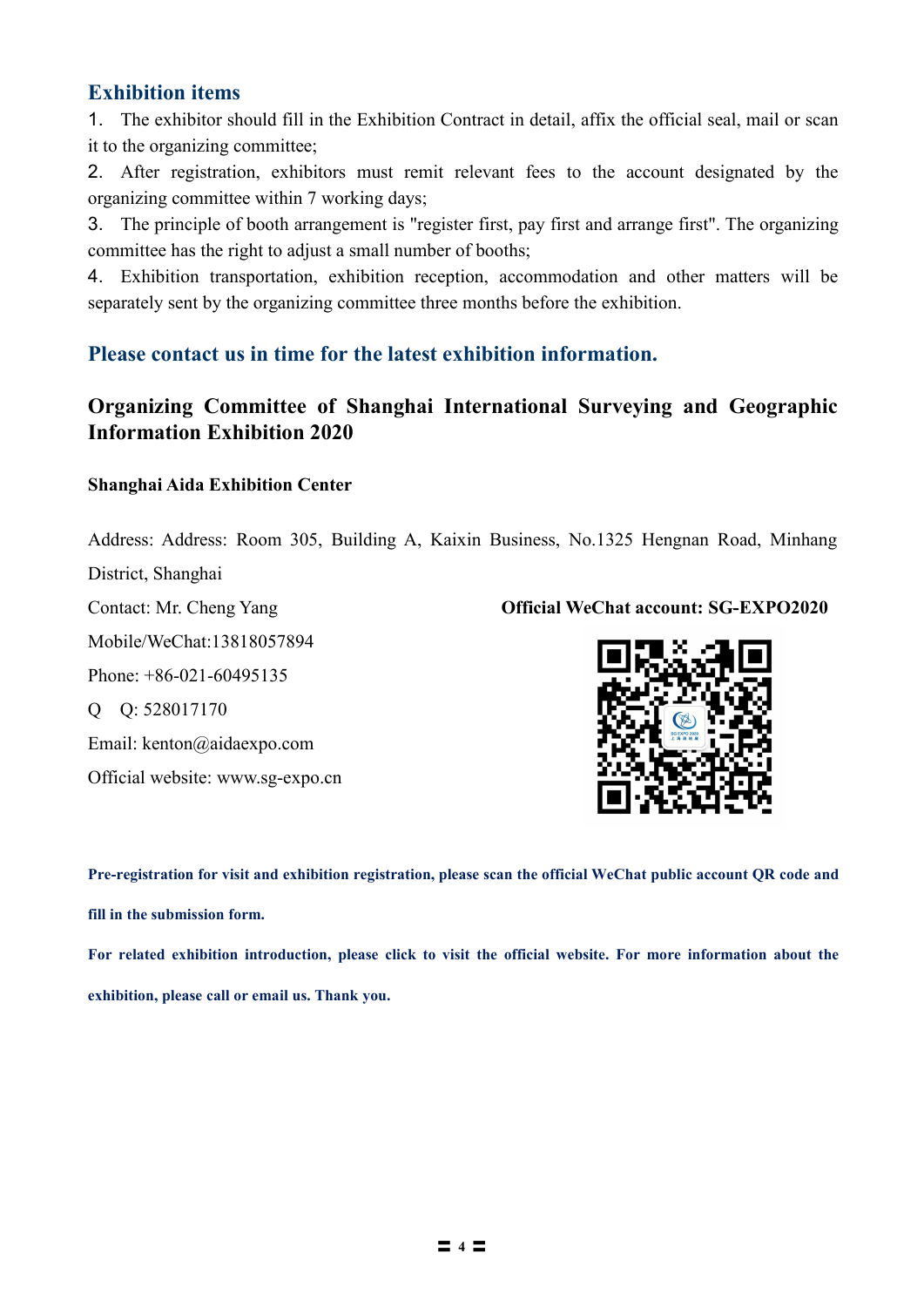## Exhibition items

1. The exhibitor should fill in the Exhibition Contract in detail, affix the official seal, mail or scan it to the organizing committee;
2. After registration, exhibitors must remit relevant fees to the account designated by the organizing committee within 7 working days;
3. The principle of booth arrangement is "register first, pay first and arrange first". The organizing committee has the right to adjust a small number of booths;
4. Exhibition transportation, exhibition reception, accommodation and other matters will be separately sent by the organizing committee three months before the exhibition.

## Please contact us in time for the latest exhibition information.

## Organizing Committee of Shanghai International Surveying and Geographic Information Exhibition 2020

**Shanghai Aida Exhibition Center**

Address: Address: Room 305, Building A, Kaixin Business, No.1325 Hengnan Road, Minhang District, Shanghai

Contact: Mr. Cheng Yang

Mobile/WeChat:13818057894

Phone: +86-021-60495135

Q Q: 528017170

Email: kenton@aidaexpo.com

Official website: www.sg-expo.cn

**Official WeChat account: SG-EXPO2020**

**Pre-registration for visit and exhibition registration, please scan the official WeChat public account QR code and fill in the submission form.**

**For related exhibition introduction, please click to visit the official website. For more information about the exhibition, please call or email us. Thank you.**